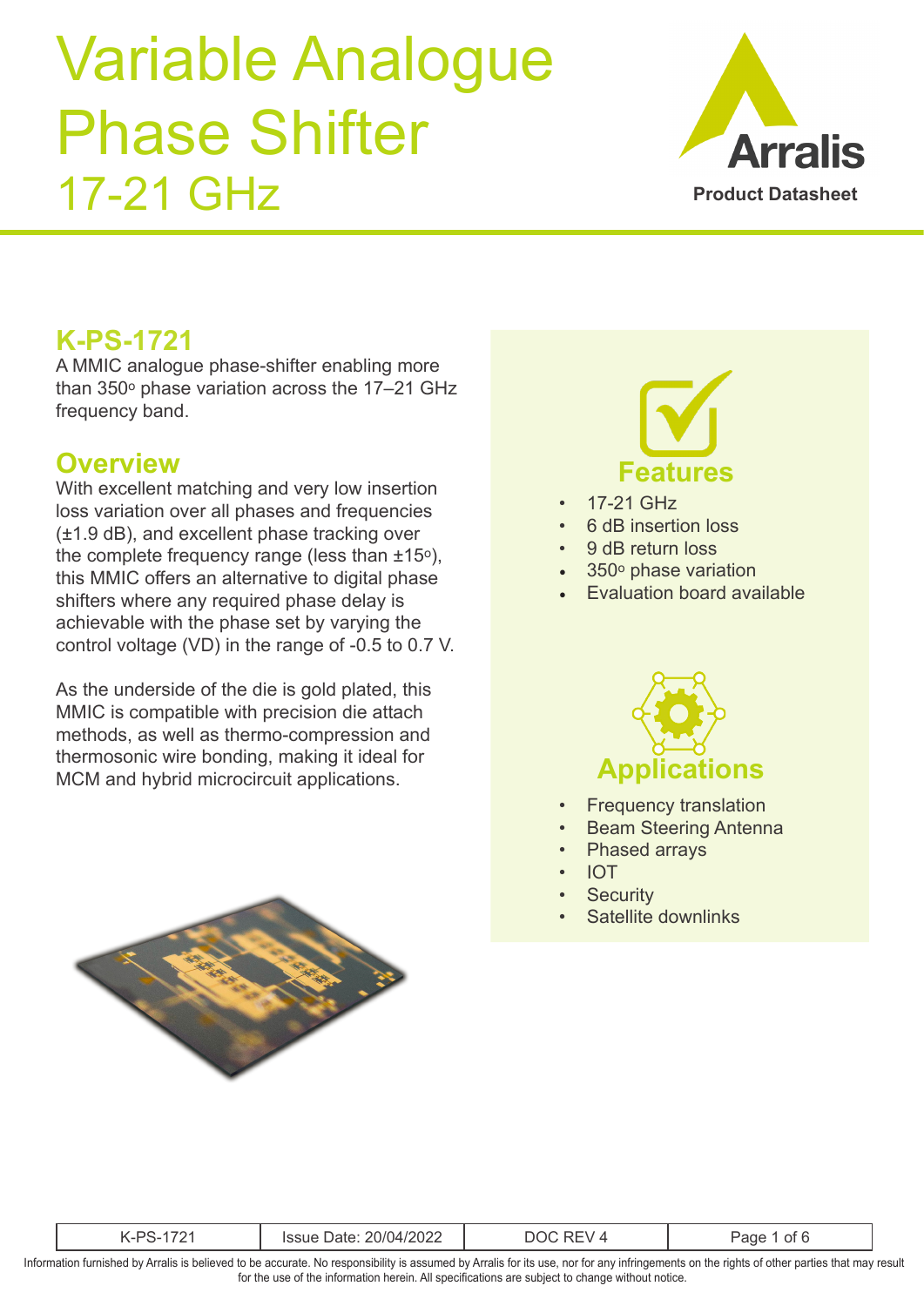# Variable Analogue Phase Shifter 17-21 GHz

Arralis

Product Datasheet

## K-PS-1721

A MMIC analogue phase-shifter enabling more than 350° phase variation across the 17–21 GHz frequency band.

## Overview

With excellent matching and very low insertion loss variation over all phases and frequencies (±1.9 dB), and excellent phase tracking over the complete frequency range (less than ±15°), this MMIC offers an alternative to digital phase shifters where any required phase delay is achievable with the phase set by varying the control voltage (VD) in the range of -0.5 to 0.7 V.

As the underside of the die is gold plated, this MMIC is compatible with precision die attach methods, as well as thermo-compression and thermosonic wire bonding, making it ideal for MCM and hybrid microcircuit applications.

## Features

- 17-21 GHz
- 6 dB insertion loss
- 9 dB return loss
- 350° phase variation
- Evaluation board available

## Applications

- Frequency translation
- Beam Steering Antenna
- Phased arrays
- IOT
- Security
- Satellite downlinks

| K-PS-1721 | Issue Date: 20/04/2022 | DOC REV 4 | Page 1 of 6 |
|---|---|---|---|

Information furnished by Arralis is believed to be accurate. No responsibility is assumed by Arralis for its use, nor for any infringements on the rights of other parties that may result for the use of the information herein. All specifications are subject to change without notice.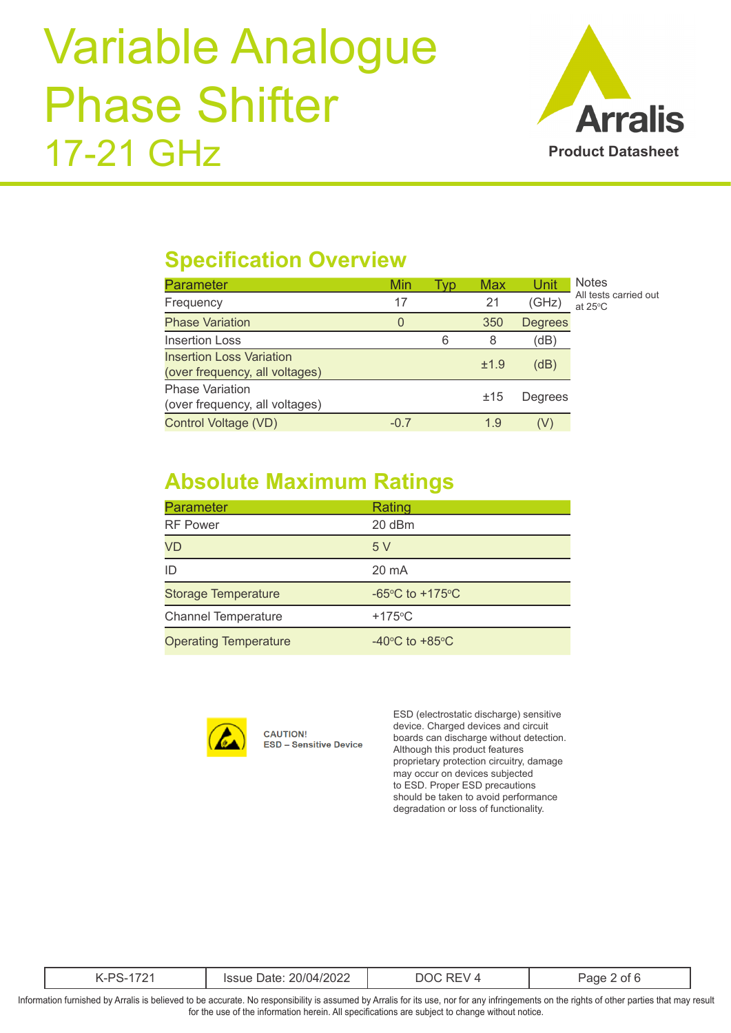# Variable Analogue Phase Shifter 17-21 GHz

Arralis
Product Datasheet

## Specification Overview

| Parameter | Min | Typ | Max | Unit |
|---|---|---|---|---|
| Frequency | 17 | | 21 | (GHz) |
| Phase Variation | 0 | | 350 | Degrees |
| Insertion Loss | | 6 | 8 | (dB) |
| Insertion Loss Variation (over frequency, all voltages) | | | ±1.9 | (dB) |
| Phase Variation (over frequency, all voltages) | | | ±15 | Degrees |
| Control Voltage (VD) | -0.7 | | 1.9 | (V) |

Notes
All tests carried out at 25°C

## Absolute Maximum Ratings

| Parameter | Rating |
|---|---|
| RF Power | 20 dBm |
| VD | 5 V |
| ID | 20 mA |
| Storage Temperature | -65°C to +175°C |
| Channel Temperature | +175°C |
| Operating Temperature | -40°C to +85°C |

**CAUTION!**
**ESD – Sensitive Device**

ESD (electrostatic discharge) sensitive device. Charged devices and circuit boards can discharge without detection. Although this product features proprietary protection circuitry, damage may occur on devices subjected to ESD. Proper ESD precautions should be taken to avoid performance degradation or loss of functionality.

| K-PS-1721 | Issue Date: 20/04/2022 | DOC REV 4 |
|---|---|---|

Information furnished by Arralis is believed to be accurate. No responsibility is assumed by Arralis for its use, nor for any infringements on the rights of other parties that may result for the use of the information herein. All specifications are subject to change without notice.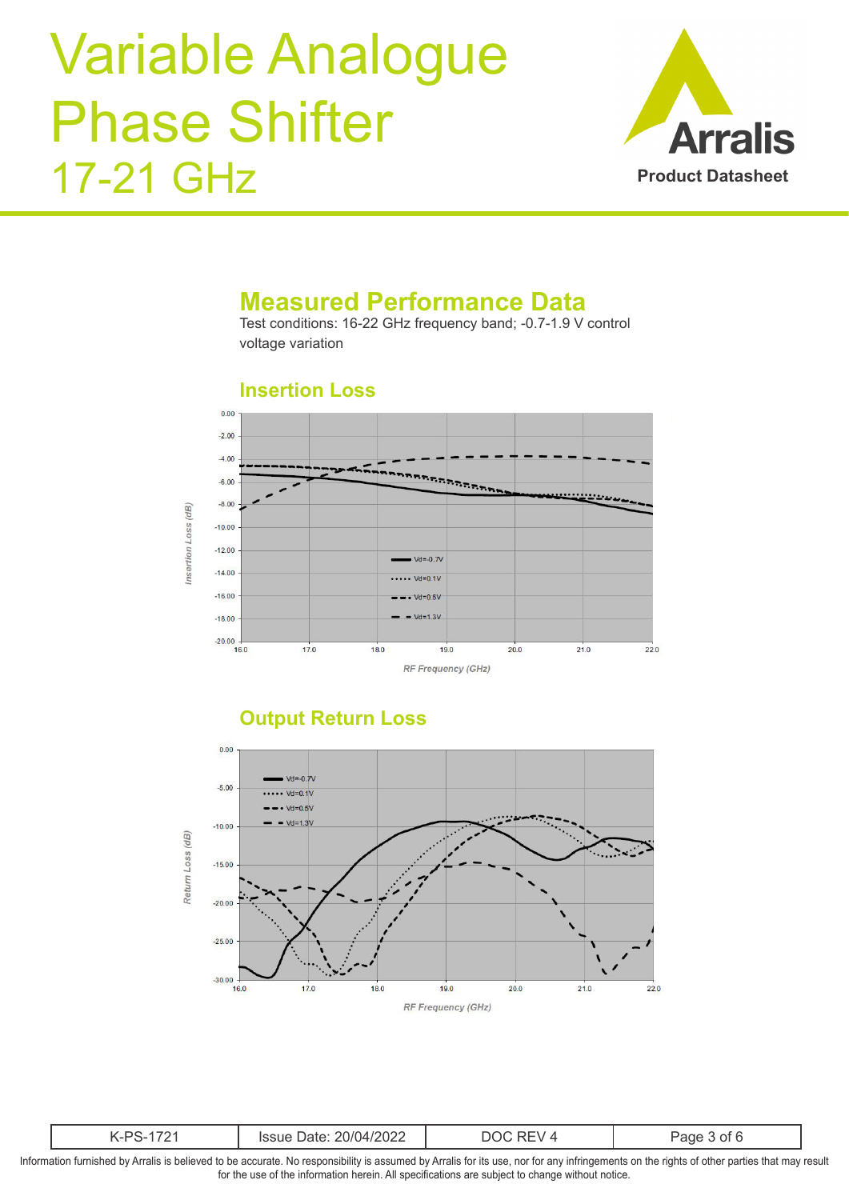# Variable Analogue Phase Shifter 17-21 GHz

## Measured Performance Data

Test conditions: 16-22 GHz frequency band; -0.7-1.9 V control voltage variation

### Insertion Loss

### Output Return Loss

| K-PS-1721 | Issue Date: 20/04/2022 | DOC REV 4 | Page 3 of 6 |
|---|---|---|---|

Information furnished by Arralis is believed to be accurate. No responsibility is assumed by Arralis for its use, nor for any infringements on the rights of other parties that may result for the use of the information herein. All specifications are subject to change without notice.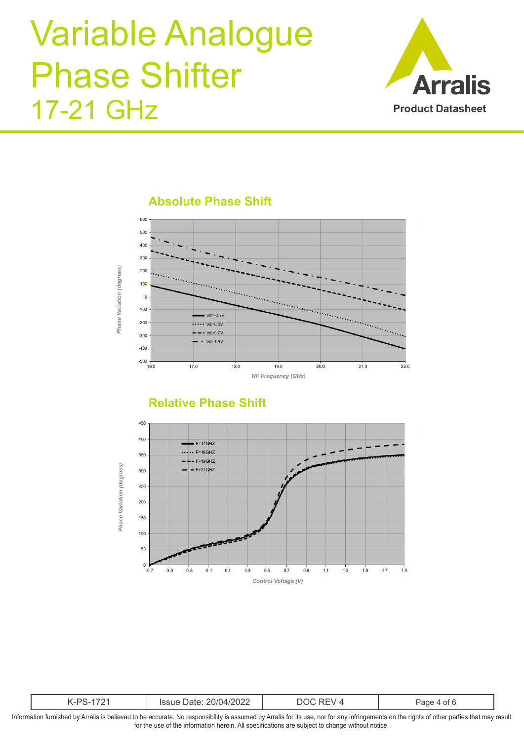## Absolute Phase Shift

## Relative Phase Shift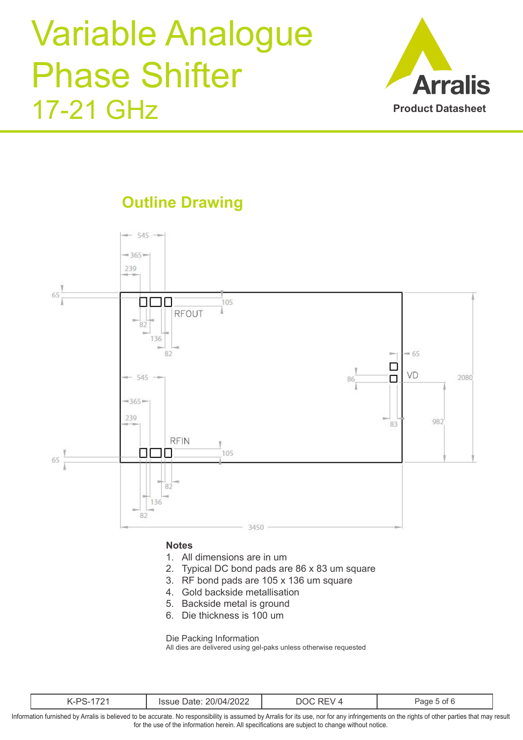# Variable Analogue Phase Shifter 17-21 GHz

## Outline Drawing

545
365
239
65
105
RFOUT
82
136
82
65
VD
86
2080
545
365
83
982
239
RFIN
105
65
82
136
82
3450

**Notes**

1. All dimensions are in um
2. Typical DC bond pads are 86 x 83 um square
3. RF bond pads are 105 x 136 um square
4. Gold backside metallisation
5. Backside metal is ground
6. Die thickness is 100 um

Die Packing Information
All dies are delivered using gel-paks unless otherwise requested

| K-PS-1721 | Issue Date: 20/04/2022 | DOC REV 4 |
|---|---|---|

Information furnished by Arralis is believed to be accurate. No responsibility is assumed by Arralis for its use, nor for any infringements on the rights of other parties that may result for the use of the information herein. All specifications are subject to change without notice.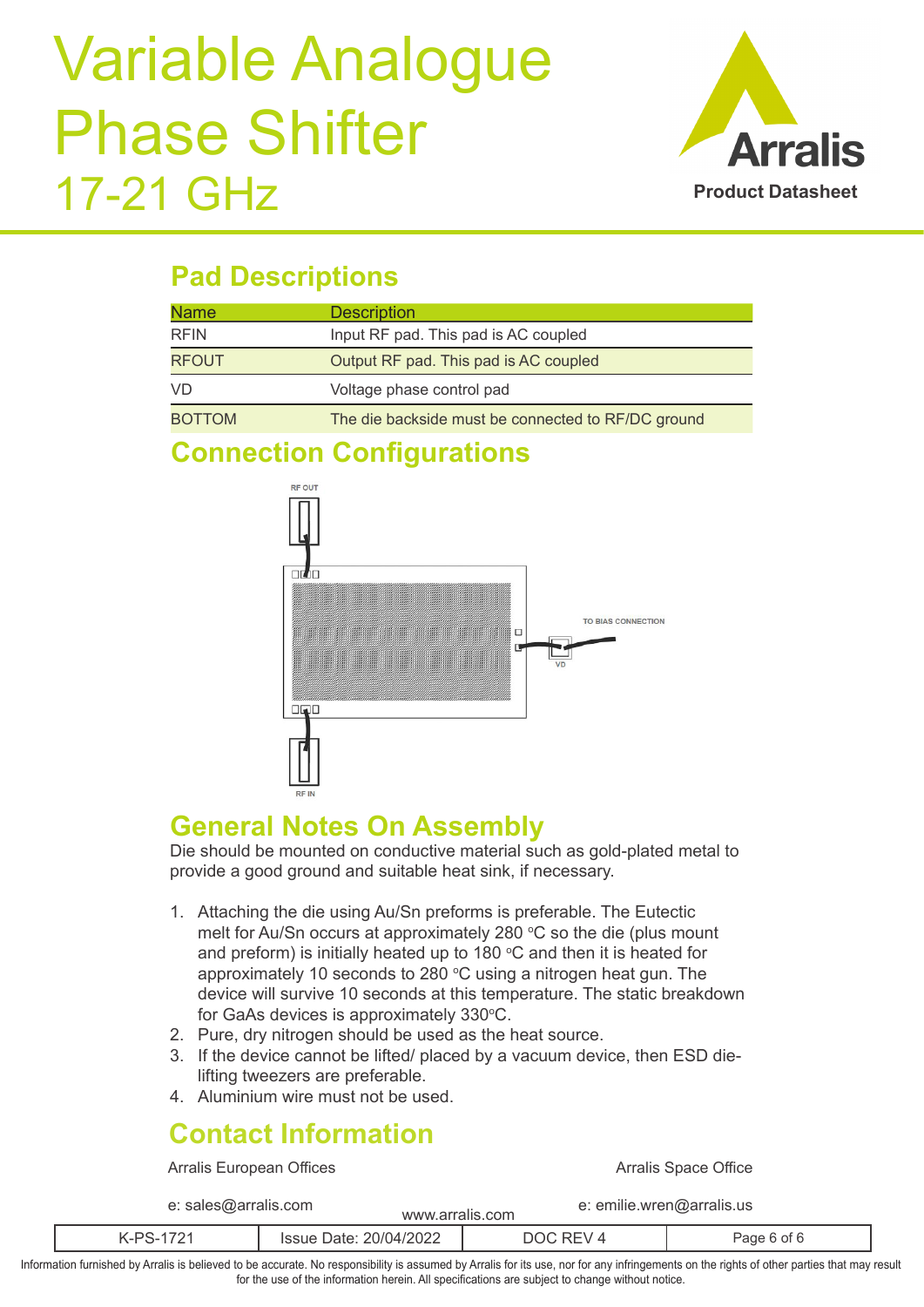# Variable Analogue Phase Shifter 17-21 GHz

Arralis Product Datasheet

## Pad Descriptions

| Name | Description |
| --- | --- |
| RFIN | Input RF pad. This pad is AC coupled |
| RFOUT | Output RF pad. This pad is AC coupled |
| VD | Voltage phase control pad |
| BOTTOM | The die backside must be connected to RF/DC ground |

## Connection Configurations

RF OUT

TO BIAS CONNECTION

VD

RF IN

## General Notes On Assembly

Die should be mounted on conductive material such as gold-plated metal to provide a good ground and suitable heat sink, if necessary.

1. Attaching the die using Au/Sn preforms is preferable. The Eutectic melt for Au/Sn occurs at approximately 280 °C so the die (plus mount and preform) is initially heated up to 180 °C and then it is heated for approximately 10 seconds to 280 °C using a nitrogen heat gun. The device will survive 10 seconds at this temperature. The static breakdown for GaAs devices is approximately 330°C.
2. Pure, dry nitrogen should be used as the heat source.
3. If the device cannot be lifted/ placed by a vacuum device, then ESD die-lifting tweezers are preferable.
4. Aluminium wire must not be used.

## Contact Information

Arralis European Offices

e: sales@arralis.com

Arralis Space Office

e: emilie.wren@arralis.us

www.arralis.com

| K-PS-1721 | Issue Date: 20/04/2022 | DOC REV 4 |
| --- | --- | --- |

Information furnished by Arralis is believed to be accurate. No responsibility is assumed by Arralis for its use, nor for any infringements on the rights of other parties that may result for the use of the information herein. All specifications are subject to change without notice.